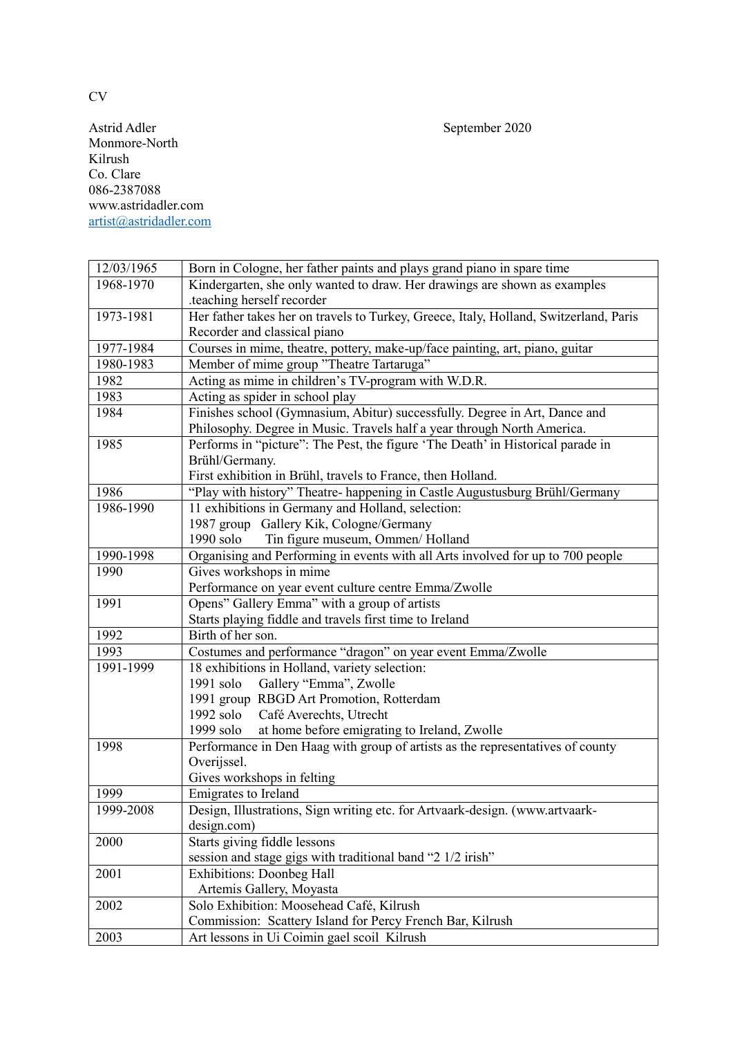CV

Astrid Adler

September 2020

Monmore-North
Kilrush
Co. Clare
086-2387088
www.astridadler.com
artist@astridadler.com

| | |
|---|---|
| 12/03/1965 | Born in Cologne, her father paints and plays grand piano in spare time |
| 1968-1970 | Kindergarten, she only wanted to draw. Her drawings are shown as examples .teaching herself recorder |
| 1973-1981 | Her father takes her on travels to Turkey, Greece, Italy, Holland, Switzerland, Paris<br>Recorder and classical piano |
| 1977-1984 | Courses in mime, theatre, pottery, make-up/face painting, art, piano, guitar |
| 1980-1983 | Member of mime group "Theatre Tartaruga" |
| 1982 | Acting as mime in children's TV-program with W.D.R. |
| 1983 | Acting as spider in school play |
| 1984 | Finishes school (Gymnasium, Abitur) successfully. Degree in Art, Dance and Philosophy. Degree in Music. Travels half a year through North America. |
| 1985 | Performs in "picture": The Pest, the figure 'The Death' in Historical parade in Brühl/Germany.<br>First exhibition in Brühl, travels to France, then Holland. |
| 1986 | "Play with history" Theatre- happening in Castle Augustusburg Brühl/Germany |
| 1986-1990 | 11 exhibitions in Germany and Holland, selection:<br>1987 group Gallery Kik, Cologne/Germany<br>1990 solo Tin figure museum, Ommen/ Holland |
| 1990-1998 | Organising and Performing in events with all Arts involved for up to 700 people |
| 1990 | Gives workshops in mime<br>Performance on year event culture centre Emma/Zwolle |
| 1991 | Opens" Gallery Emma" with a group of artists<br>Starts playing fiddle and travels first time to Ireland |
| 1992 | Birth of her son. |
| 1993 | Costumes and performance "dragon" on year event Emma/Zwolle |
| 1991-1999 | 18 exhibitions in Holland, variety selection:<br>1991 solo Gallery "Emma", Zwolle<br>1991 group RBGD Art Promotion, Rotterdam<br>1992 solo Café Averechts, Utrecht<br>1999 solo at home before emigrating to Ireland, Zwolle |
| 1998 | Performance in Den Haag with group of artists as the representatives of county Overijssel.<br>Gives workshops in felting |
| 1999 | Emigrates to Ireland |
| 1999-2008 | Design, Illustrations, Sign writing etc. for Artvaark-design. (www.artvaark-design.com) |
| 2000 | Starts giving fiddle lessons<br>session and stage gigs with traditional band "2 1/2 irish" |
| 2001 | Exhibitions: Doonbeg Hall<br>Artemis Gallery, Moyasta |
| 2002 | Solo Exhibition: Moosehead Café, Kilrush<br>Commission: Scattery Island for Percy French Bar, Kilrush |
| 2003 | Art lessons in Ui Coimin gael scoil Kilrush |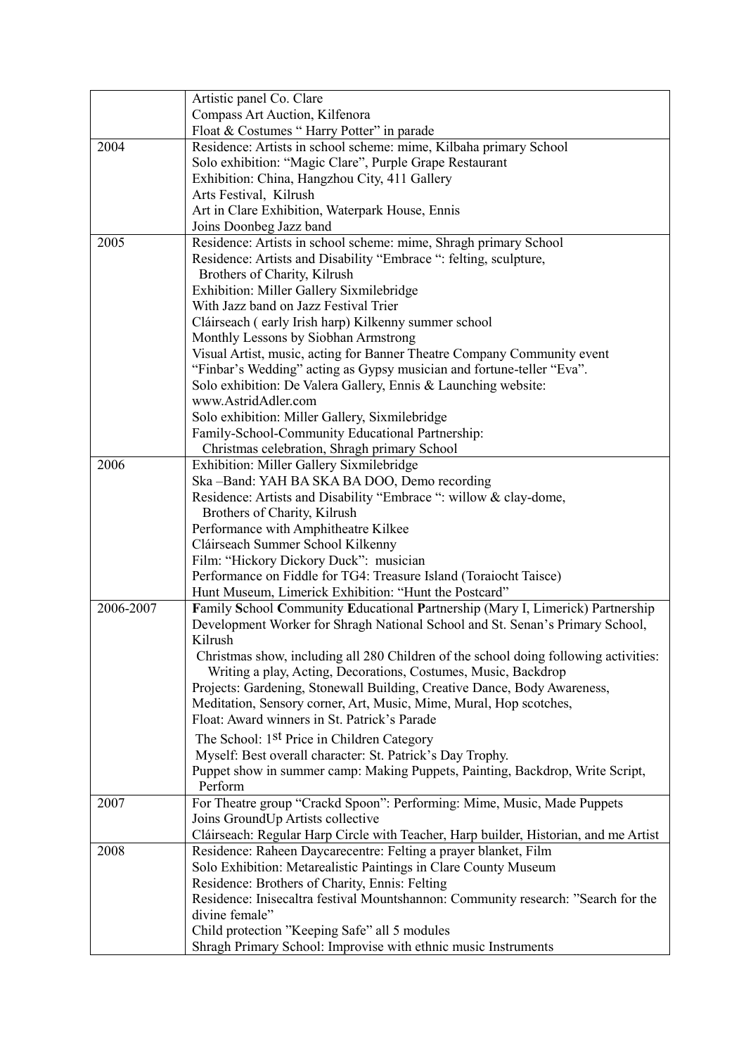| | |
|---|---|
| | Artistic panel Co. Clare<br>Compass Art Auction, Kilfenora<br>Float & Costumes " Harry Potter" in parade |
| 2004 | Residence: Artists in school scheme: mime, Kilbaha primary School<br>Solo exhibition: "Magic Clare", Purple Grape Restaurant<br>Exhibition: China, Hangzhou City, 411 Gallery<br>Arts Festival, Kilrush<br>Art in Clare Exhibition, Waterpark House, Ennis<br>Joins Doonbeg Jazz band |
| 2005 | Residence: Artists in school scheme: mime, Shragh primary School<br>Residence: Artists and Disability "Embrace ": felting, sculpture,<br>Brothers of Charity, Kilrush<br>Exhibition: Miller Gallery Sixmilebridge<br>With Jazz band on Jazz Festival Trier<br>Cláirseach ( early Irish harp) Kilkenny summer school<br>Monthly Lessons by Siobhan Armstrong<br>Visual Artist, music, acting for Banner Theatre Company Community event<br>"Finbar's Wedding" acting as Gypsy musician and fortune-teller "Eva".<br>Solo exhibition: De Valera Gallery, Ennis & Launching website:<br>www.AstridAdler.com<br>Solo exhibition: Miller Gallery, Sixmilebridge<br>Family-School-Community Educational Partnership:<br>Christmas celebration, Shragh primary School |
| 2006 | Exhibition: Miller Gallery Sixmilebridge<br>Ska –Band: YAH BA SKA BA DOO, Demo recording<br>Residence: Artists and Disability "Embrace ": willow & clay-dome,<br>Brothers of Charity, Kilrush<br>Performance with Amphitheatre Kilkee<br>Cláirseach Summer School Kilkenny<br>Film: "Hickory Dickory Duck": musician<br>Performance on Fiddle for TG4: Treasure Island (Toraiocht Taisce)<br>Hunt Museum, Limerick Exhibition: "Hunt the Postcard" |
| 2006-2007 | **F**amily **S**chool **C**ommunity **E**ducational **P**artnership (Mary I, Limerick) Partnership Development Worker for Shragh National School and St. Senan's Primary School, Kilrush<br>Christmas show, including all 280 Children of the school doing following activities: Writing a play, Acting, Decorations, Costumes, Music, Backdrop<br>Projects: Gardening, Stonewall Building, Creative Dance, Body Awareness, Meditation, Sensory corner, Art, Music, Mime, Mural, Hop scotches,<br>Float: Award winners in St. Patrick's Parade<br>The School: 1st Price in Children Category<br>Myself: Best overall character: St. Patrick's Day Trophy.<br>Puppet show in summer camp: Making Puppets, Painting, Backdrop, Write Script, Perform |
| 2007 | For Theatre group "Crackd Spoon": Performing: Mime, Music, Made Puppets<br>Joins GroundUp Artists collective<br>Cláirseach: Regular Harp Circle with Teacher, Harp builder, Historian, and me Artist |
| 2008 | Residence: Raheen Daycarecentre: Felting a prayer blanket, Film<br>Solo Exhibition: Metarealistic Paintings in Clare County Museum<br>Residence: Brothers of Charity, Ennis: Felting<br>Residence: Inisecaltra festival Mountshannon: Community research: "Search for the divine female"<br>Child protection "Keeping Safe" all 5 modules<br>Shragh Primary School: Improvise with ethnic music Instruments |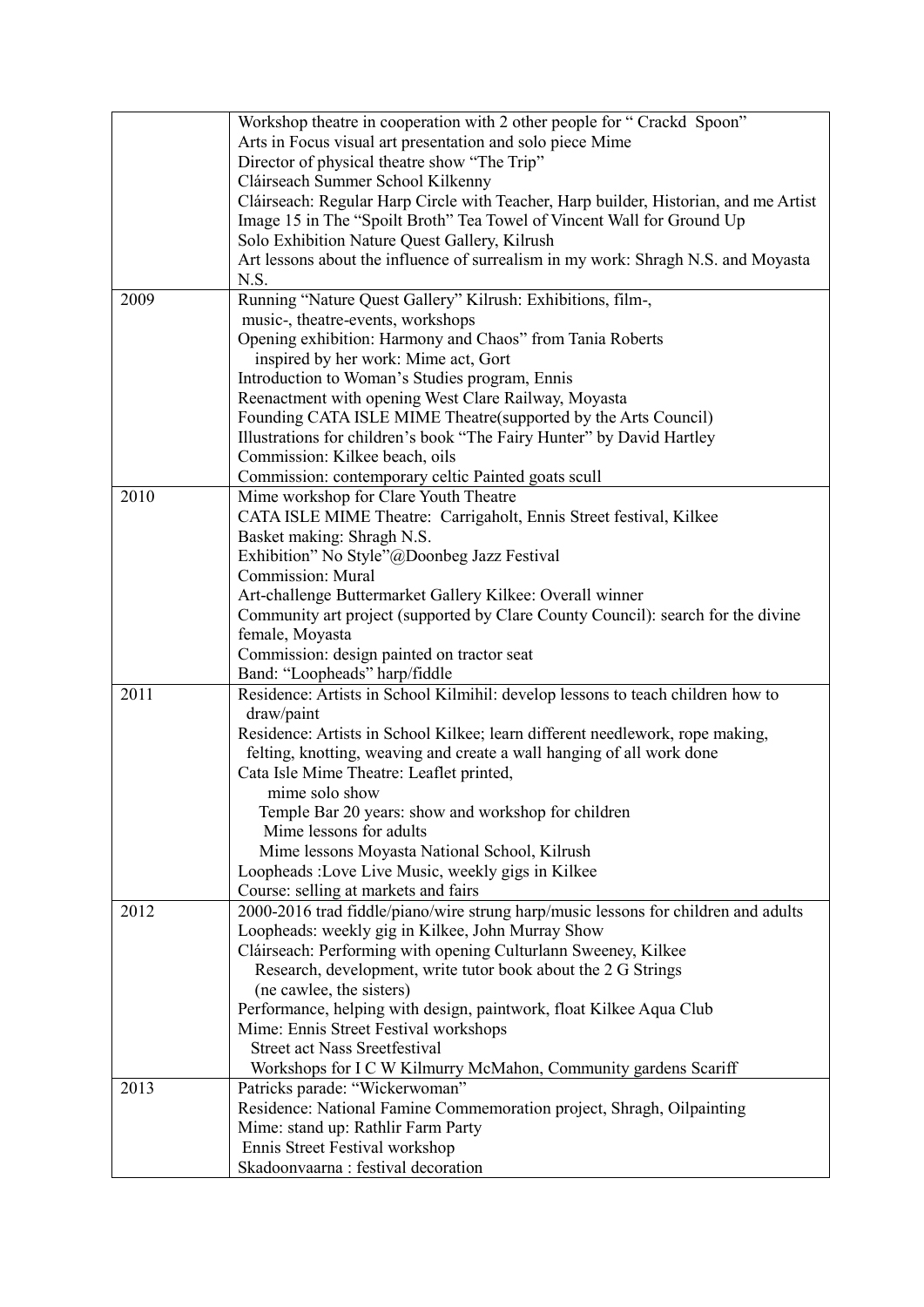| | |
|---|---|
| | Workshop theatre in cooperation with 2 other people for " Crackd Spoon"<br>Arts in Focus visual art presentation and solo piece Mime<br>Director of physical theatre show "The Trip"<br>Cláirseach Summer School Kilkenny<br>Cláirseach: Regular Harp Circle with Teacher, Harp builder, Historian, and me Artist<br>Image 15 in The "Spoilt Broth" Tea Towel of Vincent Wall for Ground Up<br>Solo Exhibition Nature Quest Gallery, Kilrush<br>Art lessons about the influence of surrealism in my work: Shragh N.S. and Moyasta N.S. |
| 2009 | Running "Nature Quest Gallery" Kilrush: Exhibitions, film-, music-, theatre-events, workshops<br>Opening exhibition: Harmony and Chaos" from Tania Roberts<br>inspired by her work: Mime act, Gort<br>Introduction to Woman's Studies program, Ennis<br>Reenactment with opening West Clare Railway, Moyasta<br>Founding CATA ISLE MIME Theatre(supported by the Arts Council)<br>Illustrations for children's book "The Fairy Hunter" by David Hartley<br>Commission: Kilkee beach, oils<br>Commission: contemporary celtic Painted goats scull |
| 2010 | Mime workshop for Clare Youth Theatre<br>CATA ISLE MIME Theatre: Carrigaholt, Ennis Street festival, Kilkee<br>Basket making: Shragh N.S.<br>Exhibition" No Style"@Doonbeg Jazz Festival<br>Commission: Mural<br>Art-challenge Buttermarket Gallery Kilkee: Overall winner<br>Community art project (supported by Clare County Council): search for the divine female, Moyasta<br>Commission: design painted on tractor seat<br>Band: "Loopheads" harp/fiddle |
| 2011 | Residence: Artists in School Kilmihil: develop lessons to teach children how to draw/paint<br>Residence: Artists in School Kilkee; learn different needlework, rope making, felting, knotting, weaving and create a wall hanging of all work done<br>Cata Isle Mime Theatre: Leaflet printed,<br>mime solo show<br>Temple Bar 20 years: show and workshop for children<br>Mime lessons for adults<br>Mime lessons Moyasta National School, Kilrush<br>Loopheads :Love Live Music, weekly gigs in Kilkee<br>Course: selling at markets and fairs |
| 2012 | 2000-2016 trad fiddle/piano/wire strung harp/music lessons for children and adults<br>Loopheads: weekly gig in Kilkee, John Murray Show<br>Cláirseach: Performing with opening Culturlann Sweeney, Kilkee<br>Research, development, write tutor book about the 2 G Strings (ne cawlee, the sisters)<br>Performance, helping with design, paintwork, float Kilkee Aqua Club<br>Mime: Ennis Street Festival workshops<br>Street act Nass Sreetfestival<br>Workshops for I C W Kilmurry McMahon, Community gardens Scariff |
| 2013 | Patricks parade: "Wickerwoman"<br>Residence: National Famine Commemoration project, Shragh, Oilpainting<br>Mime: stand up: Rathlir Farm Party<br>Ennis Street Festival workshop<br>Skadoonvaarna : festival decoration |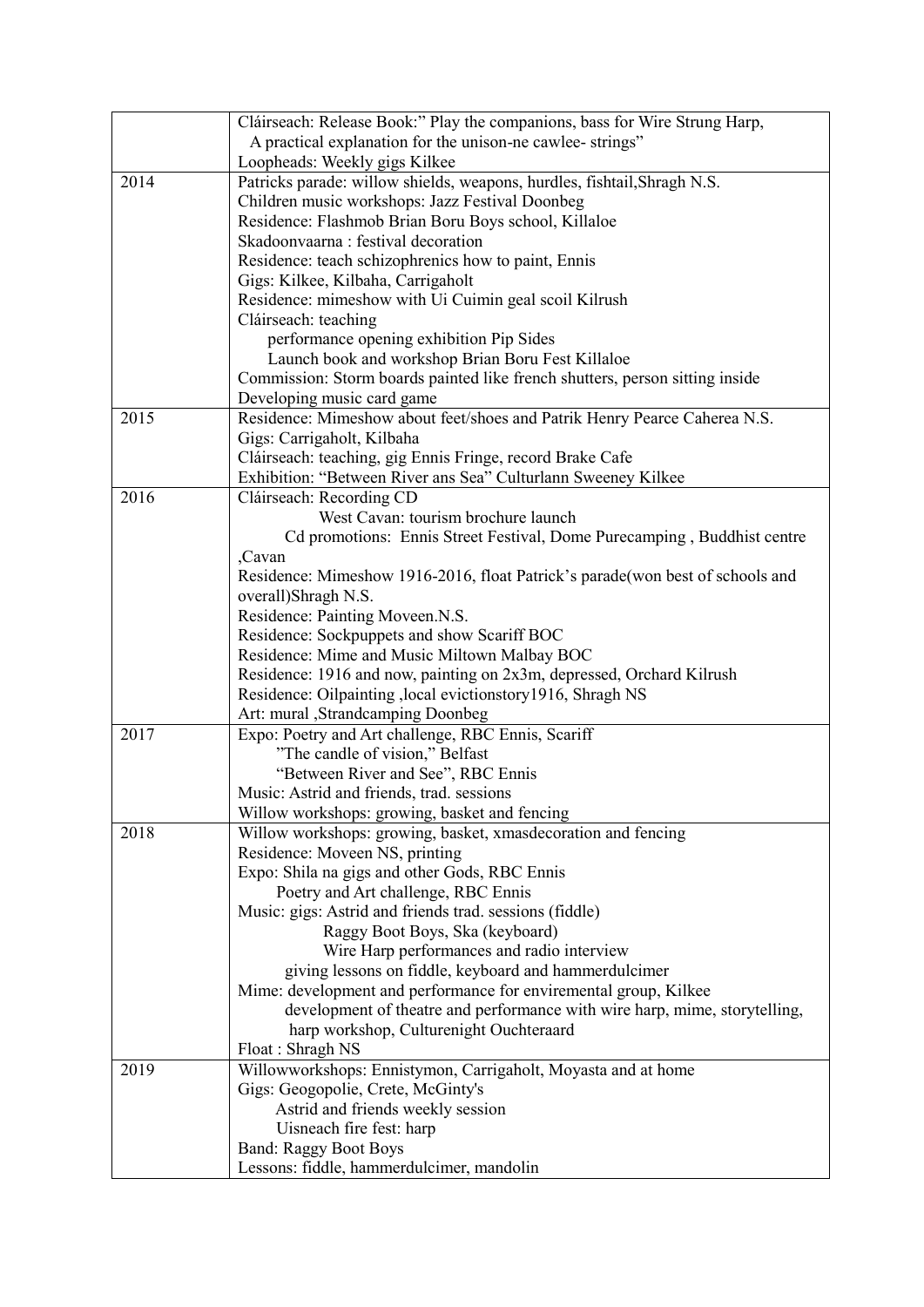| | |
|---|---|
| | Cláirseach: Release Book:" Play the companions, bass for Wire Strung Harp,<br>A practical explanation for the unison-ne cawlee- strings"<br>Loopheads: Weekly gigs Kilkee |
| 2014 | Patricks parade: willow shields, weapons, hurdles, fishtail,Shragh N.S.<br>Children music workshops: Jazz Festival Doonbeg<br>Residence: Flashmob Brian Boru Boys school, Killaloe<br>Skadoonvaarna : festival decoration<br>Residence: teach schizophrenics how to paint, Ennis<br>Gigs: Kilkee, Kilbaha, Carrigaholt<br>Residence: mimeshow with Ui Cuimin geal scoil Kilrush<br>Cláirseach: teaching<br>performance opening exhibition Pip Sides<br>Launch book and workshop Brian Boru Fest Killaloe<br>Commission: Storm boards painted like french shutters, person sitting inside<br>Developing music card game |
| 2015 | Residence: Mimeshow about feet/shoes and Patrik Henry Pearce Caherea N.S.<br>Gigs: Carrigaholt, Kilbaha<br>Cláirseach: teaching, gig Ennis Fringe, record Brake Cafe<br>Exhibition: "Between River ans Sea" Culturlann Sweeney Kilkee |
| 2016 | Cláirseach: Recording CD<br>West Cavan: tourism brochure launch<br>Cd promotions: Ennis Street Festival, Dome Purecamping , Buddhist centre ,Cavan<br>Residence: Mimeshow 1916-2016, float Patrick's parade(won best of schools and overall)Shragh N.S.<br>Residence: Painting Moveen.N.S.<br>Residence: Sockpuppets and show Scariff BOC<br>Residence: Mime and Music Miltown Malbay BOC<br>Residence: 1916 and now, painting on 2x3m, depressed, Orchard Kilrush<br>Residence: Oilpainting ,local evictionstory1916, Shragh NS<br>Art: mural ,Strandcamping Doonbeg |
| 2017 | Expo: Poetry and Art challenge, RBC Ennis, Scariff<br>"The candle of vision," Belfast<br>"Between River and See", RBC Ennis<br>Music: Astrid and friends, trad. sessions<br>Willow workshops: growing, basket and fencing |
| 2018 | Willow workshops: growing, basket, xmasdecoration and fencing<br>Residence: Moveen NS, printing<br>Expo: Shila na gigs and other Gods, RBC Ennis<br>Poetry and Art challenge, RBC Ennis<br>Music: gigs: Astrid and friends trad. sessions (fiddle)<br>Raggy Boot Boys, Ska (keyboard)<br>Wire Harp performances and radio interview<br>giving lessons on fiddle, keyboard and hammerdulcimer<br>Mime: development and performance for enviremental group, Kilkee<br>development of theatre and performance with wire harp, mime, storytelling, harp workshop, Culturenight Ouchteraard<br>Float : Shragh NS |
| 2019 | Willowworkshops: Ennistymon, Carrigaholt, Moyasta and at home<br>Gigs: Geogopolie, Crete, McGinty's<br>Astrid and friends weekly session<br>Uisneach fire fest: harp<br>Band: Raggy Boot Boys<br>Lessons: fiddle, hammerdulcimer, mandolin |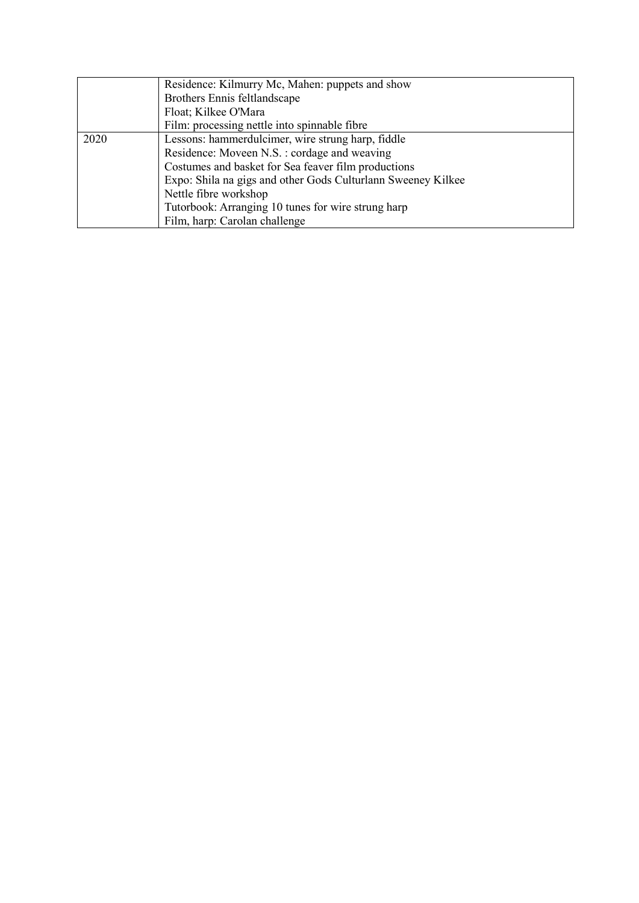| | |
|---|---|
| | Residence: Kilmurry Mc, Mahen: puppets and show<br>Brothers Ennis feltlandscape<br>Float; Kilkee O'Mara<br>Film: processing nettle into spinnable fibre |
| 2020 | Lessons: hammerdulcimer, wire strung harp, fiddle<br>Residence: Moveen N.S. : cordage and weaving<br>Costumes and basket for Sea feaver film productions<br>Expo: Shila na gigs and other Gods Culturlann Sweeney Kilkee<br>Nettle fibre workshop<br>Tutorbook: Arranging 10 tunes for wire strung harp<br>Film, harp: Carolan challenge |